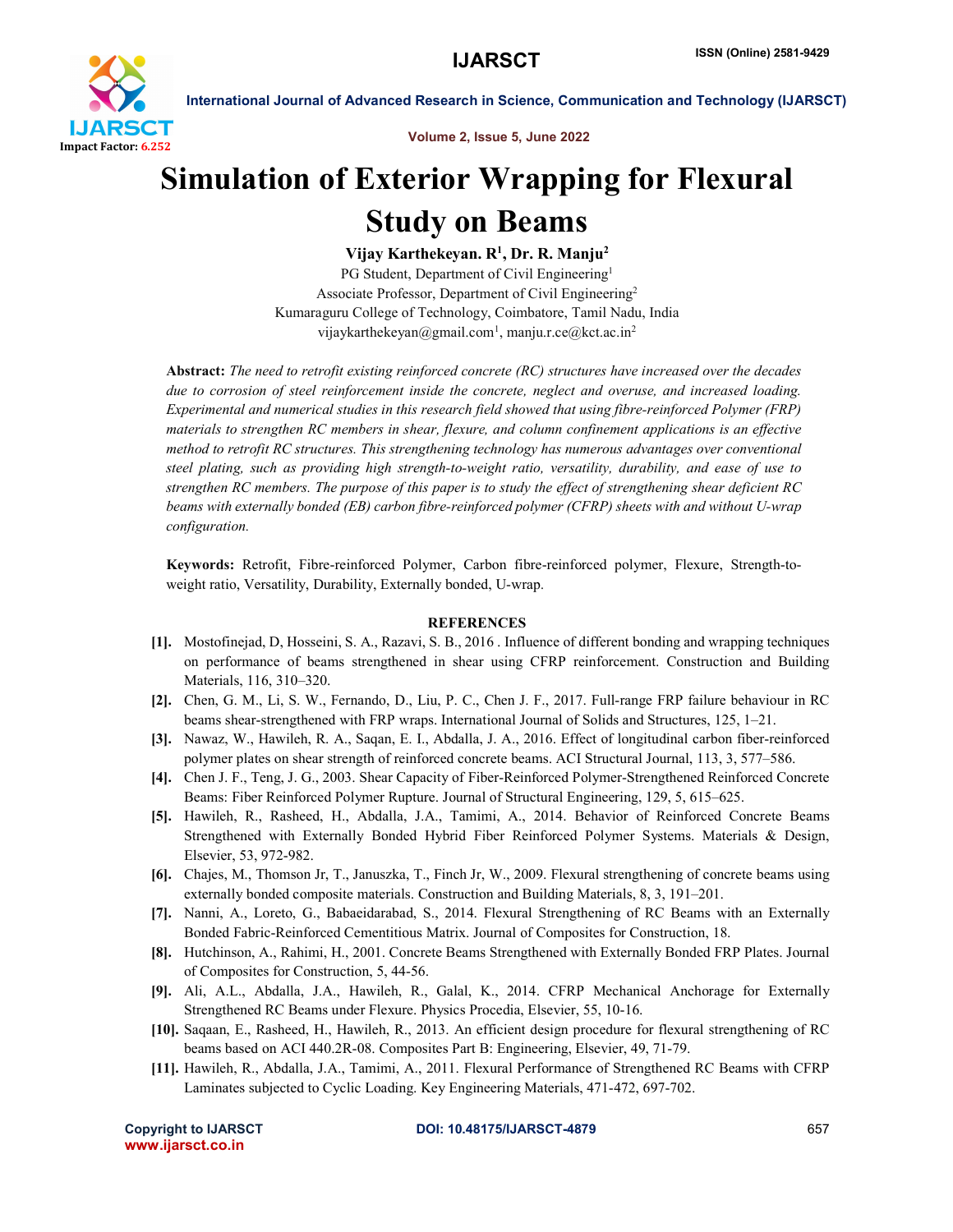# Simulation of Exterior Wrapping for Flexural Study on Beams

**Vijay Karthekeyan. R[1], Dr. R. Manju[2]**

PG Student, Department of Civil Engineering[1]
Associate Professor, Department of Civil Engineering[2]
Kumaraguru College of Technology, Coimbatore, Tamil Nadu, India
vijaykarthekeyan@gmail.com[1], manju.r.ce@kct.ac.in[2]

**Abstract:** *The need to retrofit existing reinforced concrete (RC) structures have increased over the decades due to corrosion of steel reinforcement inside the concrete, neglect and overuse, and increased loading. Experimental and numerical studies in this research field showed that using fibre-reinforced Polymer (FRP) materials to strengthen RC members in shear, flexure, and column confinement applications is an effective method to retrofit RC structures. This strengthening technology has numerous advantages over conventional steel plating, such as providing high strength-to-weight ratio, versatility, durability, and ease of use to strengthen RC members. The purpose of this paper is to study the effect of strengthening shear deficient RC beams with externally bonded (EB) carbon fibre-reinforced polymer (CFRP) sheets with and without U-wrap configuration.*

**Keywords:** Retrofit, Fibre-reinforced Polymer, Carbon fibre-reinforced polymer, Flexure, Strength-to-weight ratio, Versatility, Durability, Externally bonded, U-wrap.

## REFERENCES

[1]. Mostofinejad, D, Hosseini, S. A., Razavi, S. B., 2016 . Influence of different bonding and wrapping techniques on performance of beams strengthened in shear using CFRP reinforcement. Construction and Building Materials, 116, 310–320.

[2]. Chen, G. M., Li, S. W., Fernando, D., Liu, P. C., Chen J. F., 2017. Full-range FRP failure behaviour in RC beams shear-strengthened with FRP wraps. International Journal of Solids and Structures, 125, 1–21.

[3]. Nawaz, W., Hawileh, R. A., Saqan, E. I., Abdalla, J. A., 2016. Effect of longitudinal carbon fiber-reinforced polymer plates on shear strength of reinforced concrete beams. ACI Structural Journal, 113, 3, 577–586.

[4]. Chen J. F., Teng, J. G., 2003. Shear Capacity of Fiber-Reinforced Polymer-Strengthened Reinforced Concrete Beams: Fiber Reinforced Polymer Rupture. Journal of Structural Engineering, 129, 5, 615–625.

[5]. Hawileh, R., Rasheed, H., Abdalla, J.A., Tamimi, A., 2014. Behavior of Reinforced Concrete Beams Strengthened with Externally Bonded Hybrid Fiber Reinforced Polymer Systems. Materials & Design, Elsevier, 53, 972-982.

[6]. Chajes, M., Thomson Jr, T., Januszka, T., Finch Jr, W., 2009. Flexural strengthening of concrete beams using externally bonded composite materials. Construction and Building Materials, 8, 3, 191–201.

[7]. Nanni, A., Loreto, G., Babaeidarabad, S., 2014. Flexural Strengthening of RC Beams with an Externally Bonded Fabric-Reinforced Cementitious Matrix. Journal of Composites for Construction, 18.

[8]. Hutchinson, A., Rahimi, H., 2001. Concrete Beams Strengthened with Externally Bonded FRP Plates. Journal of Composites for Construction, 5, 44-56.

[9]. Ali, A.L., Abdalla, J.A., Hawileh, R., Galal, K., 2014. CFRP Mechanical Anchorage for Externally Strengthened RC Beams under Flexure. Physics Procedia, Elsevier, 55, 10-16.

[10]. Saqaan, E., Rasheed, H., Hawileh, R., 2013. An efficient design procedure for flexural strengthening of RC beams based on ACI 440.2R-08. Composites Part B: Engineering, Elsevier, 49, 71-79.

[11]. Hawileh, R., Abdalla, J.A., Tamimi, A., 2011. Flexural Performance of Strengthened RC Beams with CFRP Laminates subjected to Cyclic Loading. Key Engineering Materials, 471-472, 697-702.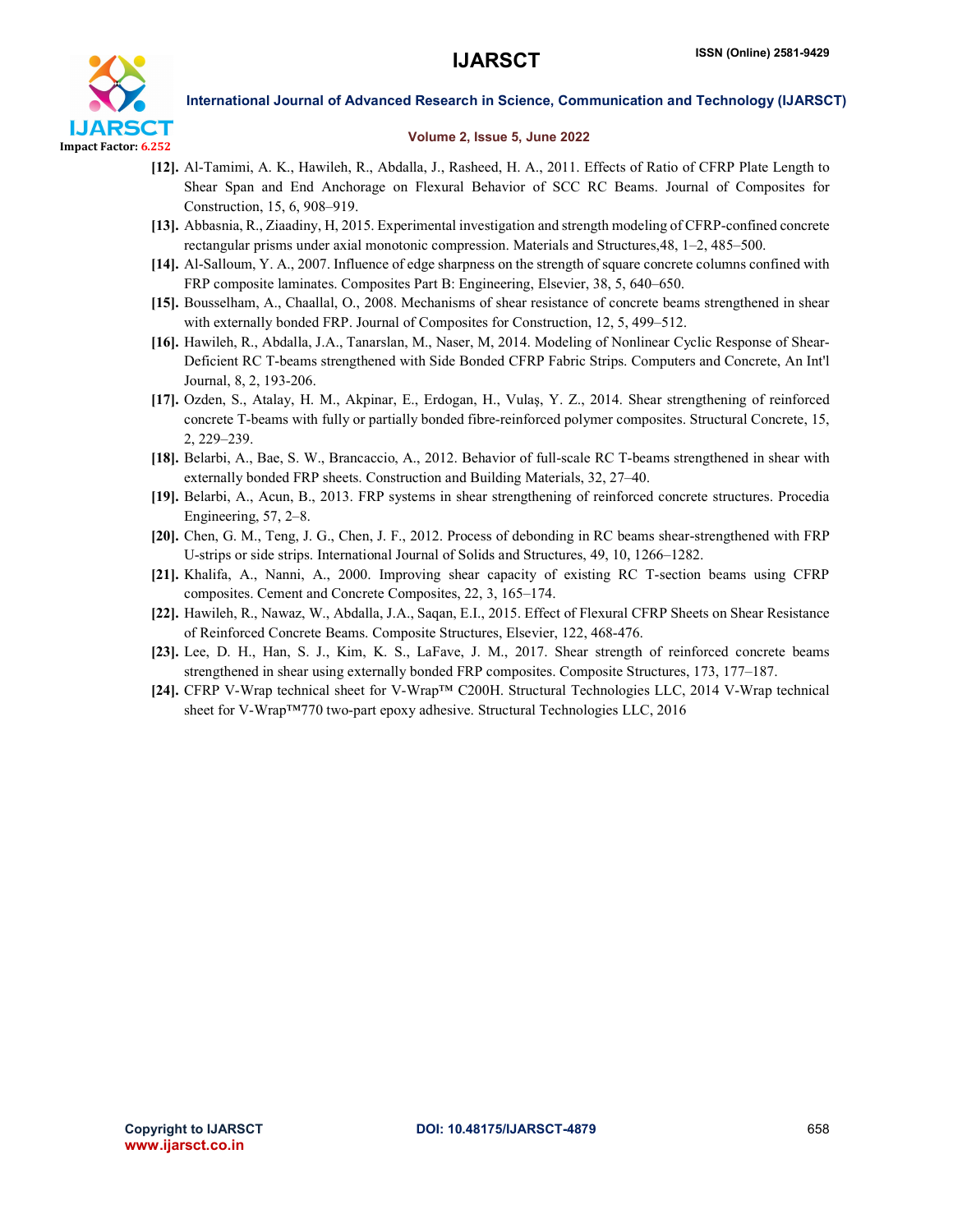[12]. Al-Tamimi, A. K., Hawileh, R., Abdalla, J., Rasheed, H. A., 2011. Effects of Ratio of CFRP Plate Length to Shear Span and End Anchorage on Flexural Behavior of SCC RC Beams. Journal of Composites for Construction, 15, 6, 908–919.

[13]. Abbasnia, R., Ziaadiny, H, 2015. Experimental investigation and strength modeling of CFRP-confined concrete rectangular prisms under axial monotonic compression. Materials and Structures,48, 1–2, 485–500.

[14]. Al-Salloum, Y. A., 2007. Influence of edge sharpness on the strength of square concrete columns confined with FRP composite laminates. Composites Part B: Engineering, Elsevier, 38, 5, 640–650.

[15]. Bousselham, A., Chaallal, O., 2008. Mechanisms of shear resistance of concrete beams strengthened in shear with externally bonded FRP. Journal of Composites for Construction, 12, 5, 499–512.

[16]. Hawileh, R., Abdalla, J.A., Tanarslan, M., Naser, M, 2014. Modeling of Nonlinear Cyclic Response of Shear-Deficient RC T-beams strengthened with Side Bonded CFRP Fabric Strips. Computers and Concrete, An Int'l Journal, 8, 2, 193-206.

[17]. Ozden, S., Atalay, H. M., Akpinar, E., Erdogan, H., Vulaş, Y. Z., 2014. Shear strengthening of reinforced concrete T-beams with fully or partially bonded fibre-reinforced polymer composites. Structural Concrete, 15, 2, 229–239.

[18]. Belarbi, A., Bae, S. W., Brancaccio, A., 2012. Behavior of full-scale RC T-beams strengthened in shear with externally bonded FRP sheets. Construction and Building Materials, 32, 27–40.

[19]. Belarbi, A., Acun, B., 2013. FRP systems in shear strengthening of reinforced concrete structures. Procedia Engineering, 57, 2–8.

[20]. Chen, G. M., Teng, J. G., Chen, J. F., 2012. Process of debonding in RC beams shear-strengthened with FRP U-strips or side strips. International Journal of Solids and Structures, 49, 10, 1266–1282.

[21]. Khalifa, A., Nanni, A., 2000. Improving shear capacity of existing RC T-section beams using CFRP composites. Cement and Concrete Composites, 22, 3, 165–174.

[22]. Hawileh, R., Nawaz, W., Abdalla, J.A., Saqan, E.I., 2015. Effect of Flexural CFRP Sheets on Shear Resistance of Reinforced Concrete Beams. Composite Structures, Elsevier, 122, 468-476.

[23]. Lee, D. H., Han, S. J., Kim, K. S., LaFave, J. M., 2017. Shear strength of reinforced concrete beams strengthened in shear using externally bonded FRP composites. Composite Structures, 173, 177–187.

[24]. CFRP V-Wrap technical sheet for V-Wrap™ C200H. Structural Technologies LLC, 2014 V-Wrap technical sheet for V-Wrap™770 two-part epoxy adhesive. Structural Technologies LLC, 2016